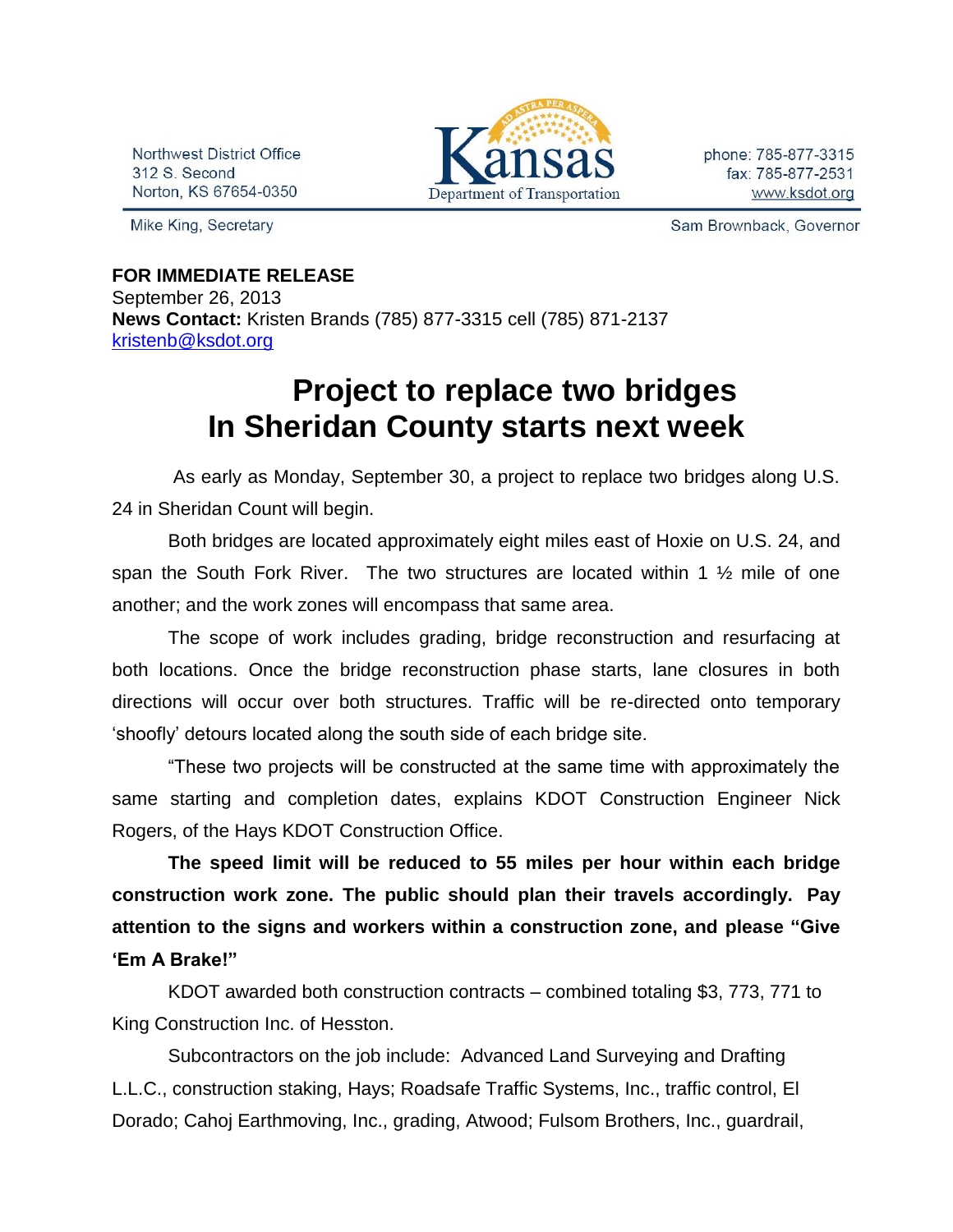Northwest District Office
312 S. Second
Norton, KS 67654-0350

Kansas Department of Transportation

phone: 785-877-3315
fax: 785-877-2531
www.ksdot.org

Mike King, Secretary

Sam Brownback, Governor

**FOR IMMEDIATE RELEASE**
September 26, 2013
**News Contact:** Kristen Brands (785) 877-3315 cell (785) 871-2137
kristenb@ksdot.org

# Project to replace two bridges In Sheridan County starts next week

As early as Monday, September 30, a project to replace two bridges along U.S. 24 in Sheridan Count will begin.

Both bridges are located approximately eight miles east of Hoxie on U.S. 24, and span the South Fork River. The two structures are located within 1 ½ mile of one another; and the work zones will encompass that same area.

The scope of work includes grading, bridge reconstruction and resurfacing at both locations. Once the bridge reconstruction phase starts, lane closures in both directions will occur over both structures. Traffic will be re-directed onto temporary 'shoofly' detours located along the south side of each bridge site.

"These two projects will be constructed at the same time with approximately the same starting and completion dates, explains KDOT Construction Engineer Nick Rogers, of the Hays KDOT Construction Office.

**The speed limit will be reduced to 55 miles per hour within each bridge construction work zone. The public should plan their travels accordingly. Pay attention to the signs and workers within a construction zone, and please "Give 'Em A Brake!"**

KDOT awarded both construction contracts – combined totaling $3, 773, 771 to King Construction Inc. of Hesston.

Subcontractors on the job include: Advanced Land Surveying and Drafting L.L.C., construction staking, Hays; Roadsafe Traffic Systems, Inc., traffic control, El Dorado; Cahoj Earthmoving, Inc., grading, Atwood; Fulsom Brothers, Inc., guardrail,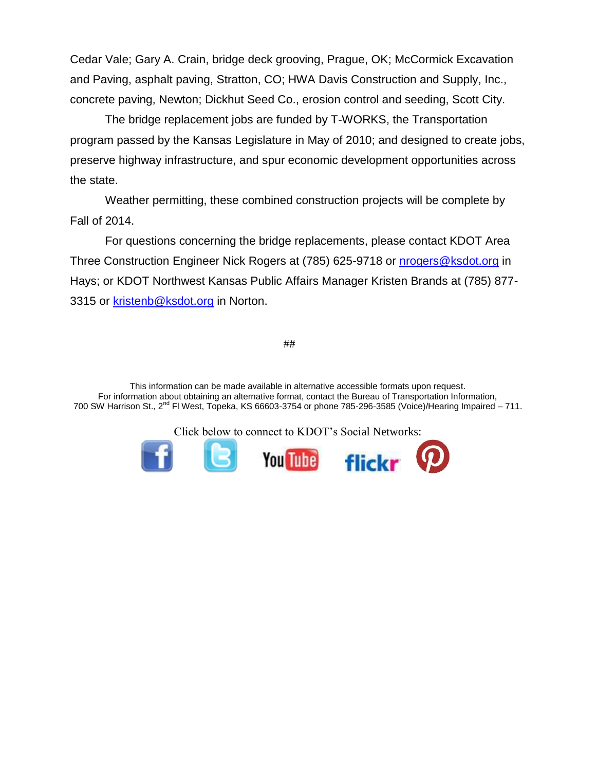Cedar Vale; Gary A. Crain, bridge deck grooving, Prague, OK; McCormick Excavation and Paving, asphalt paving, Stratton, CO; HWA Davis Construction and Supply, Inc., concrete paving, Newton; Dickhut Seed Co., erosion control and seeding, Scott City.

The bridge replacement jobs are funded by T-WORKS, the Transportation program passed by the Kansas Legislature in May of 2010; and designed to create jobs, preserve highway infrastructure, and spur economic development opportunities across the state.

Weather permitting, these combined construction projects will be complete by Fall of 2014.

For questions concerning the bridge replacements, please contact KDOT Area Three Construction Engineer Nick Rogers at (785) 625-9718 or nrogers@ksdot.org in Hays; or KDOT Northwest Kansas Public Affairs Manager Kristen Brands at (785) 877-3315 or kristenb@ksdot.org in Norton.

##

This information can be made available in alternative accessible formats upon request.
For information about obtaining an alternative format, contact the Bureau of Transportation Information, 700 SW Harrison St., 2nd Fl West, Topeka, KS 66603-3754 or phone 785-296-3585 (Voice)/Hearing Impaired – 711.

Click below to connect to KDOT's Social Networks: